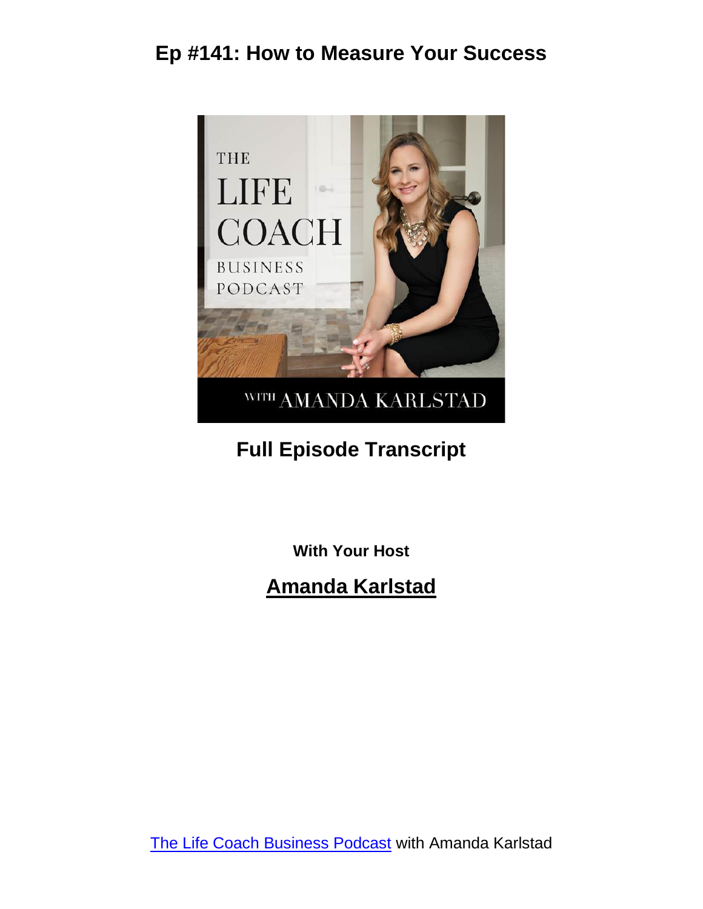# Ep #141: How to Measure Your Success

**Full Episode Transcript**

**With Your Host**

**Amanda Karlstad**

[The Life Coach Business Podcast](#) with Amanda Karlstad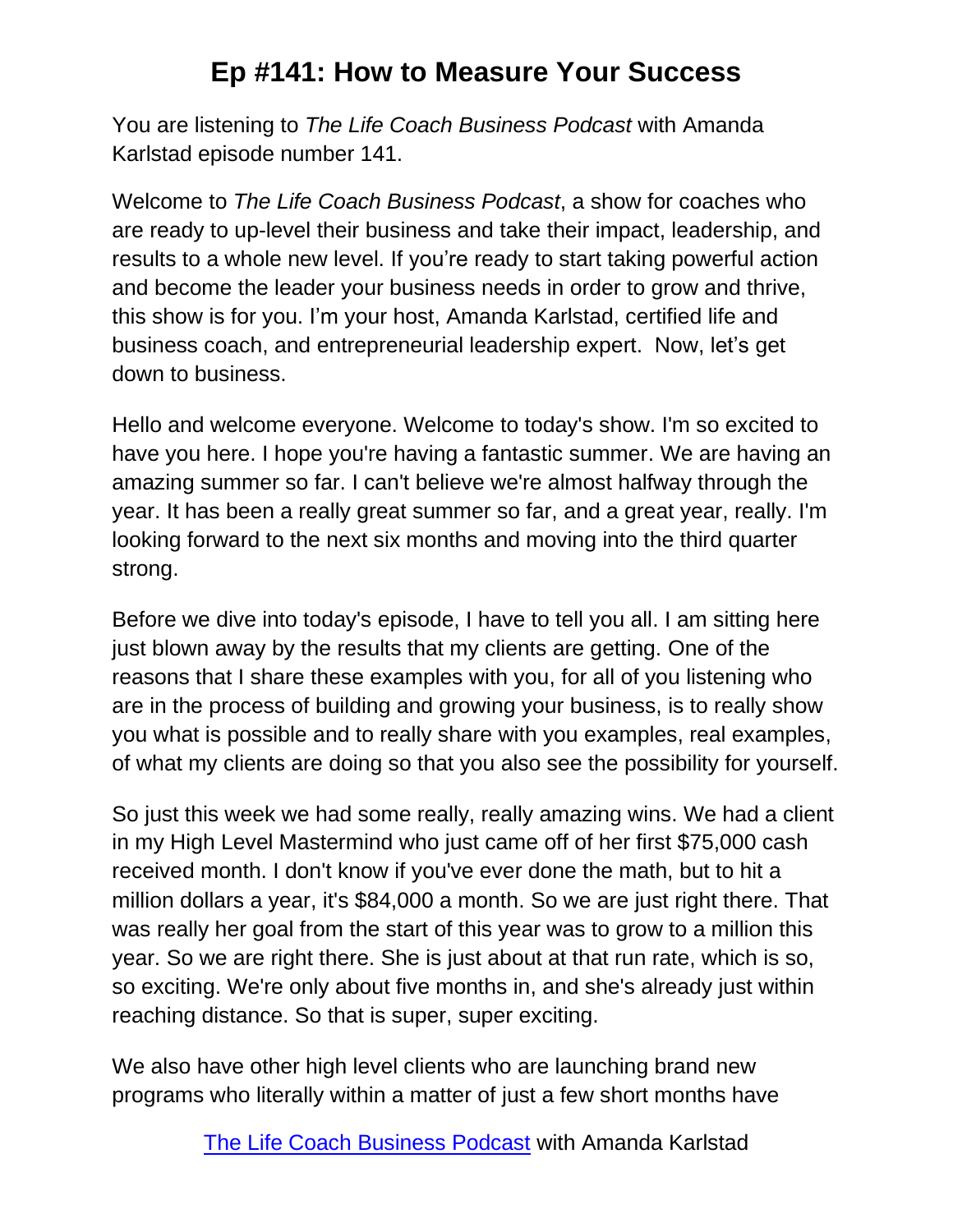# Ep #141: How to Measure Your Success

You are listening to *The Life Coach Business Podcast* with Amanda Karlstad episode number 141.

Welcome to *The Life Coach Business Podcast*, a show for coaches who are ready to up-level their business and take their impact, leadership, and results to a whole new level. If you're ready to start taking powerful action and become the leader your business needs in order to grow and thrive, this show is for you. I'm your host, Amanda Karlstad, certified life and business coach, and entrepreneurial leadership expert. Now, let's get down to business.

Hello and welcome everyone. Welcome to today's show. I'm so excited to have you here. I hope you're having a fantastic summer. We are having an amazing summer so far. I can't believe we're almost halfway through the year. It has been a really great summer so far, and a great year, really. I'm looking forward to the next six months and moving into the third quarter strong.

Before we dive into today's episode, I have to tell you all. I am sitting here just blown away by the results that my clients are getting. One of the reasons that I share these examples with you, for all of you listening who are in the process of building and growing your business, is to really show you what is possible and to really share with you examples, real examples, of what my clients are doing so that you also see the possibility for yourself.

So just this week we had some really, really amazing wins. We had a client in my High Level Mastermind who just came off of her first $75,000 cash received month. I don't know if you've ever done the math, but to hit a million dollars a year, it's $84,000 a month. So we are just right there. That was really her goal from the start of this year was to grow to a million this year. So we are right there. She is just about at that run rate, which is so, so exciting. We're only about five months in, and she's already just within reaching distance. So that is super, super exciting.

We also have other high level clients who are launching brand new programs who literally within a matter of just a few short months have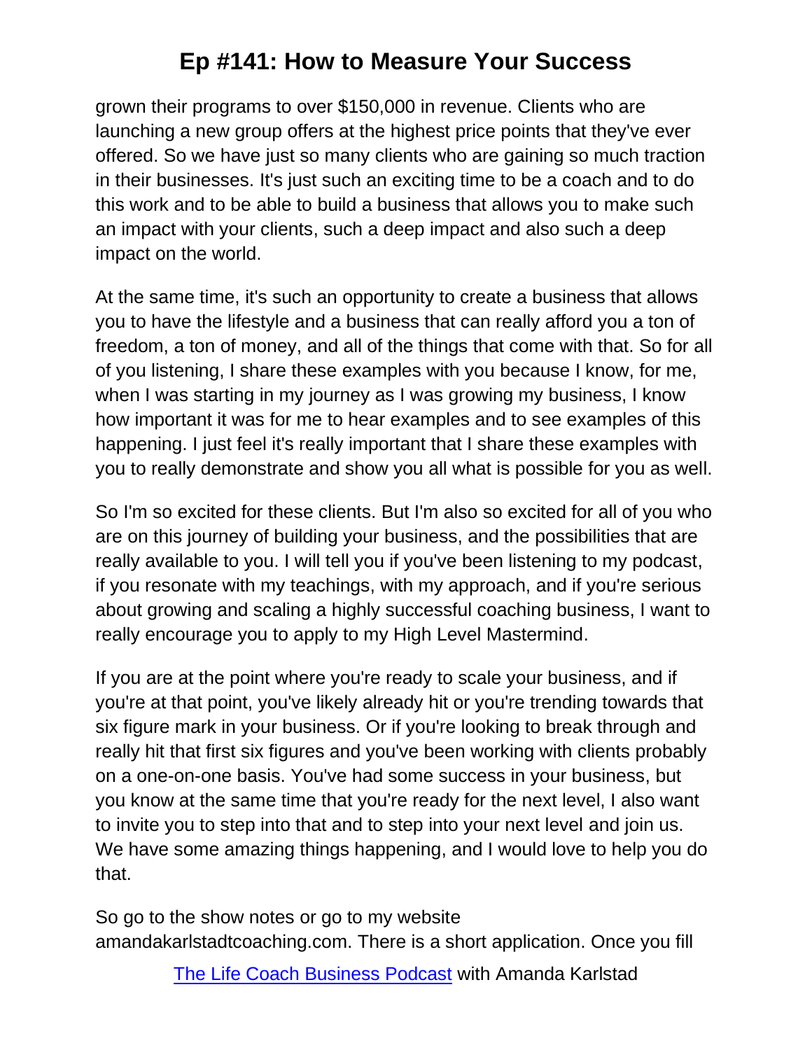grown their programs to over $150,000 in revenue. Clients who are launching a new group offers at the highest price points that they've ever offered. So we have just so many clients who are gaining so much traction in their businesses. It's just such an exciting time to be a coach and to do this work and to be able to build a business that allows you to make such an impact with your clients, such a deep impact and also such a deep impact on the world.

At the same time, it's such an opportunity to create a business that allows you to have the lifestyle and a business that can really afford you a ton of freedom, a ton of money, and all of the things that come with that. So for all of you listening, I share these examples with you because I know, for me, when I was starting in my journey as I was growing my business, I know how important it was for me to hear examples and to see examples of this happening. I just feel it's really important that I share these examples with you to really demonstrate and show you all what is possible for you as well.

So I'm so excited for these clients. But I'm also so excited for all of you who are on this journey of building your business, and the possibilities that are really available to you. I will tell you if you've been listening to my podcast, if you resonate with my teachings, with my approach, and if you're serious about growing and scaling a highly successful coaching business, I want to really encourage you to apply to my High Level Mastermind.

If you are at the point where you're ready to scale your business, and if you're at that point, you've likely already hit or you're trending towards that six figure mark in your business. Or if you're looking to break through and really hit that first six figures and you've been working with clients probably on a one-on-one basis. You've had some success in your business, but you know at the same time that you're ready for the next level, I also want to invite you to step into that and to step into your next level and join us. We have some amazing things happening, and I would love to help you do that.

So go to the show notes or go to my website amandakarlstadtcoaching.com. There is a short application. Once you fill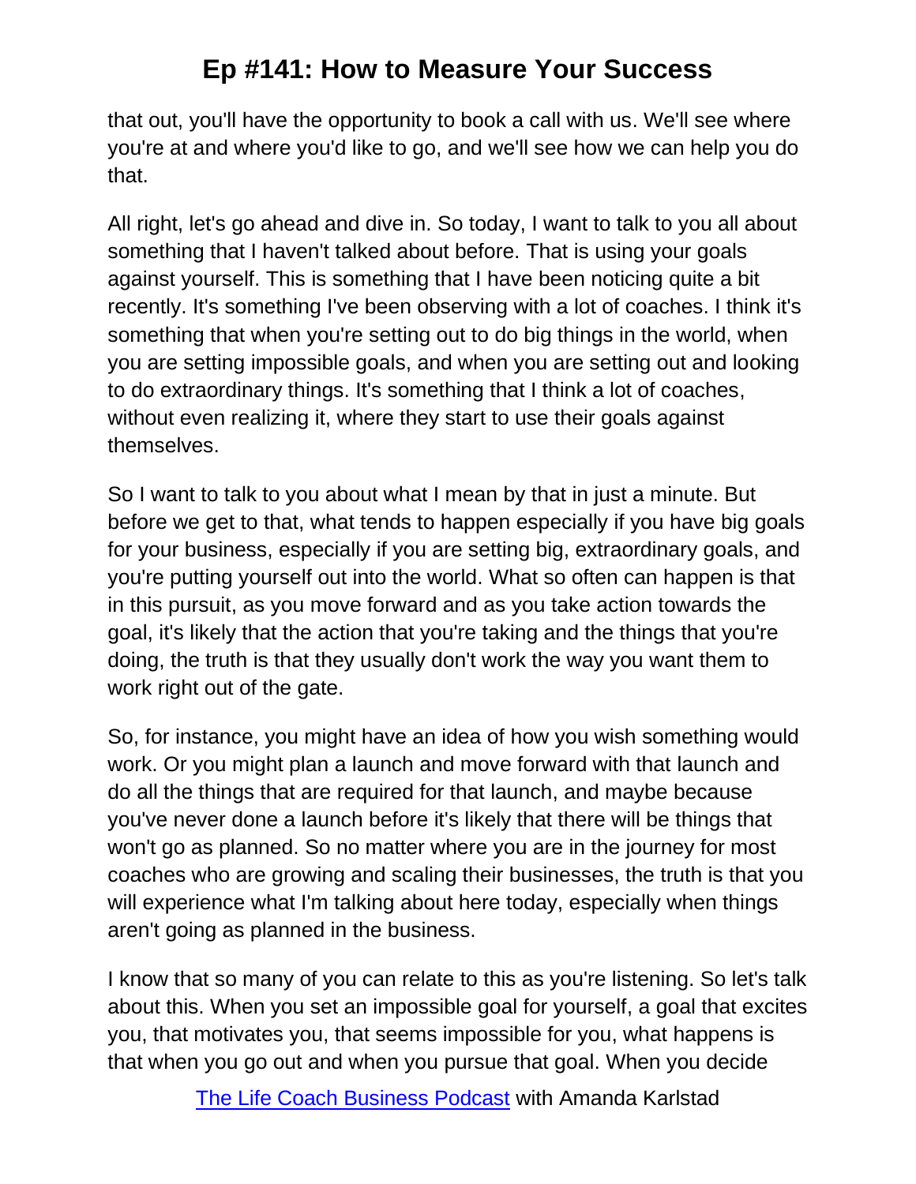that out, you'll have the opportunity to book a call with us. We'll see where you're at and where you'd like to go, and we'll see how we can help you do that.

All right, let's go ahead and dive in. So today, I want to talk to you all about something that I haven't talked about before. That is using your goals against yourself. This is something that I have been noticing quite a bit recently. It's something I've been observing with a lot of coaches. I think it's something that when you're setting out to do big things in the world, when you are setting impossible goals, and when you are setting out and looking to do extraordinary things. It's something that I think a lot of coaches, without even realizing it, where they start to use their goals against themselves.

So I want to talk to you about what I mean by that in just a minute. But before we get to that, what tends to happen especially if you have big goals for your business, especially if you are setting big, extraordinary goals, and you're putting yourself out into the world. What so often can happen is that in this pursuit, as you move forward and as you take action towards the goal, it's likely that the action that you're taking and the things that you're doing, the truth is that they usually don't work the way you want them to work right out of the gate.

So, for instance, you might have an idea of how you wish something would work. Or you might plan a launch and move forward with that launch and do all the things that are required for that launch, and maybe because you've never done a launch before it's likely that there will be things that won't go as planned. So no matter where you are in the journey for most coaches who are growing and scaling their businesses, the truth is that you will experience what I'm talking about here today, especially when things aren't going as planned in the business.

I know that so many of you can relate to this as you're listening. So let's talk about this. When you set an impossible goal for yourself, a goal that excites you, that motivates you, that seems impossible for you, what happens is that when you go out and when you pursue that goal. When you decide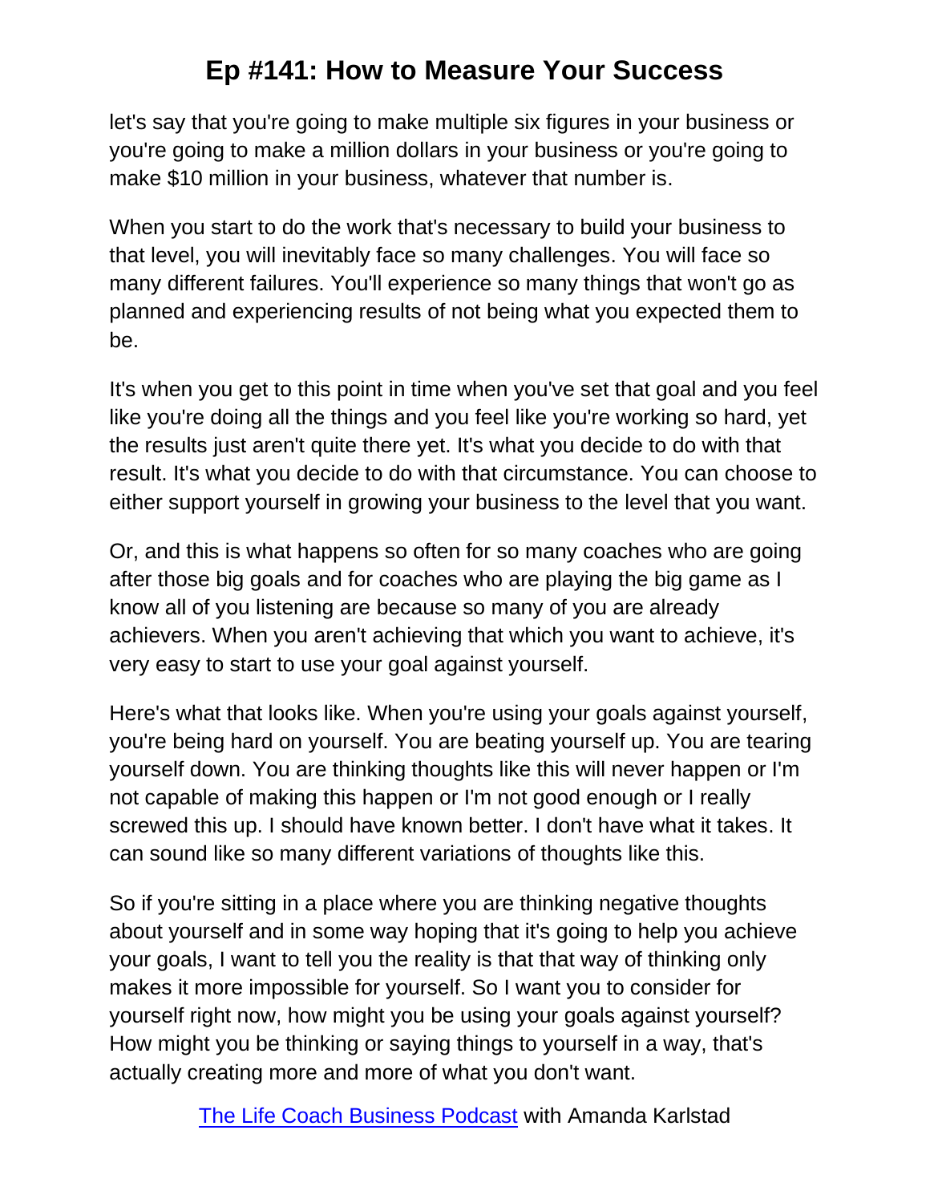let's say that you're going to make multiple six figures in your business or you're going to make a million dollars in your business or you're going to make $10 million in your business, whatever that number is.

When you start to do the work that's necessary to build your business to that level, you will inevitably face so many challenges. You will face so many different failures. You'll experience so many things that won't go as planned and experiencing results of not being what you expected them to be.

It's when you get to this point in time when you've set that goal and you feel like you're doing all the things and you feel like you're working so hard, yet the results just aren't quite there yet. It's what you decide to do with that result. It's what you decide to do with that circumstance. You can choose to either support yourself in growing your business to the level that you want.

Or, and this is what happens so often for so many coaches who are going after those big goals and for coaches who are playing the big game as I know all of you listening are because so many of you are already achievers. When you aren't achieving that which you want to achieve, it's very easy to start to use your goal against yourself.

Here's what that looks like. When you're using your goals against yourself, you're being hard on yourself. You are beating yourself up. You are tearing yourself down. You are thinking thoughts like this will never happen or I'm not capable of making this happen or I'm not good enough or I really screwed this up. I should have known better. I don't have what it takes. It can sound like so many different variations of thoughts like this.

So if you're sitting in a place where you are thinking negative thoughts about yourself and in some way hoping that it's going to help you achieve your goals, I want to tell you the reality is that that way of thinking only makes it more impossible for yourself. So I want you to consider for yourself right now, how might you be using your goals against yourself? How might you be thinking or saying things to yourself in a way, that's actually creating more and more of what you don't want.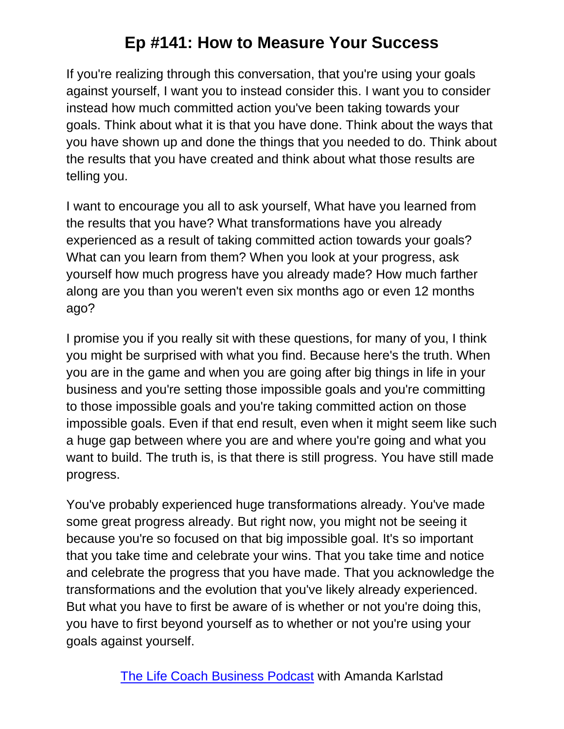If you're realizing through this conversation, that you're using your goals against yourself, I want you to instead consider this. I want you to consider instead how much committed action you've been taking towards your goals. Think about what it is that you have done. Think about the ways that you have shown up and done the things that you needed to do. Think about the results that you have created and think about what those results are telling you.

I want to encourage you all to ask yourself, What have you learned from the results that you have? What transformations have you already experienced as a result of taking committed action towards your goals? What can you learn from them? When you look at your progress, ask yourself how much progress have you already made? How much farther along are you than you weren't even six months ago or even 12 months ago?

I promise you if you really sit with these questions, for many of you, I think you might be surprised with what you find. Because here's the truth. When you are in the game and when you are going after big things in life in your business and you're setting those impossible goals and you're committing to those impossible goals and you're taking committed action on those impossible goals. Even if that end result, even when it might seem like such a huge gap between where you are and where you're going and what you want to build. The truth is, is that there is still progress. You have still made progress.

You've probably experienced huge transformations already. You've made some great progress already. But right now, you might not be seeing it because you're so focused on that big impossible goal. It's so important that you take time and celebrate your wins. That you take time and notice and celebrate the progress that you have made. That you acknowledge the transformations and the evolution that you've likely already experienced. But what you have to first be aware of is whether or not you're doing this, you have to first beyond yourself as to whether or not you're using your goals against yourself.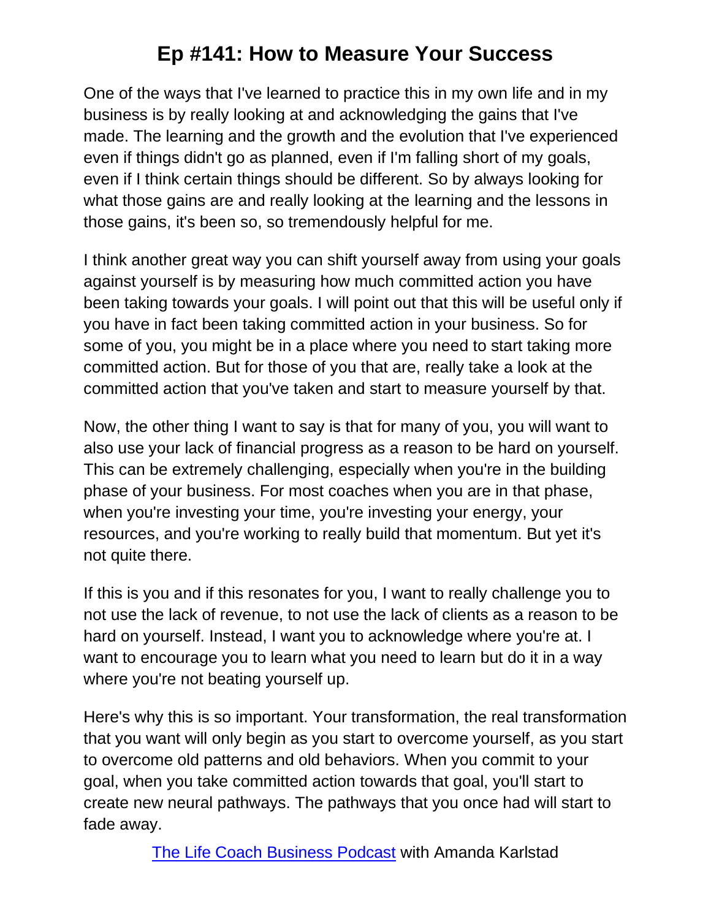One of the ways that I've learned to practice this in my own life and in my business is by really looking at and acknowledging the gains that I've made. The learning and the growth and the evolution that I've experienced even if things didn't go as planned, even if I'm falling short of my goals, even if I think certain things should be different. So by always looking for what those gains are and really looking at the learning and the lessons in those gains, it's been so, so tremendously helpful for me.

I think another great way you can shift yourself away from using your goals against yourself is by measuring how much committed action you have been taking towards your goals. I will point out that this will be useful only if you have in fact been taking committed action in your business. So for some of you, you might be in a place where you need to start taking more committed action. But for those of you that are, really take a look at the committed action that you've taken and start to measure yourself by that.

Now, the other thing I want to say is that for many of you, you will want to also use your lack of financial progress as a reason to be hard on yourself. This can be extremely challenging, especially when you're in the building phase of your business. For most coaches when you are in that phase, when you're investing your time, you're investing your energy, your resources, and you're working to really build that momentum. But yet it's not quite there.

If this is you and if this resonates for you, I want to really challenge you to not use the lack of revenue, to not use the lack of clients as a reason to be hard on yourself. Instead, I want you to acknowledge where you're at. I want to encourage you to learn what you need to learn but do it in a way where you're not beating yourself up.

Here's why this is so important. Your transformation, the real transformation that you want will only begin as you start to overcome yourself, as you start to overcome old patterns and old behaviors. When you commit to your goal, when you take committed action towards that goal, you'll start to create new neural pathways. The pathways that you once had will start to fade away.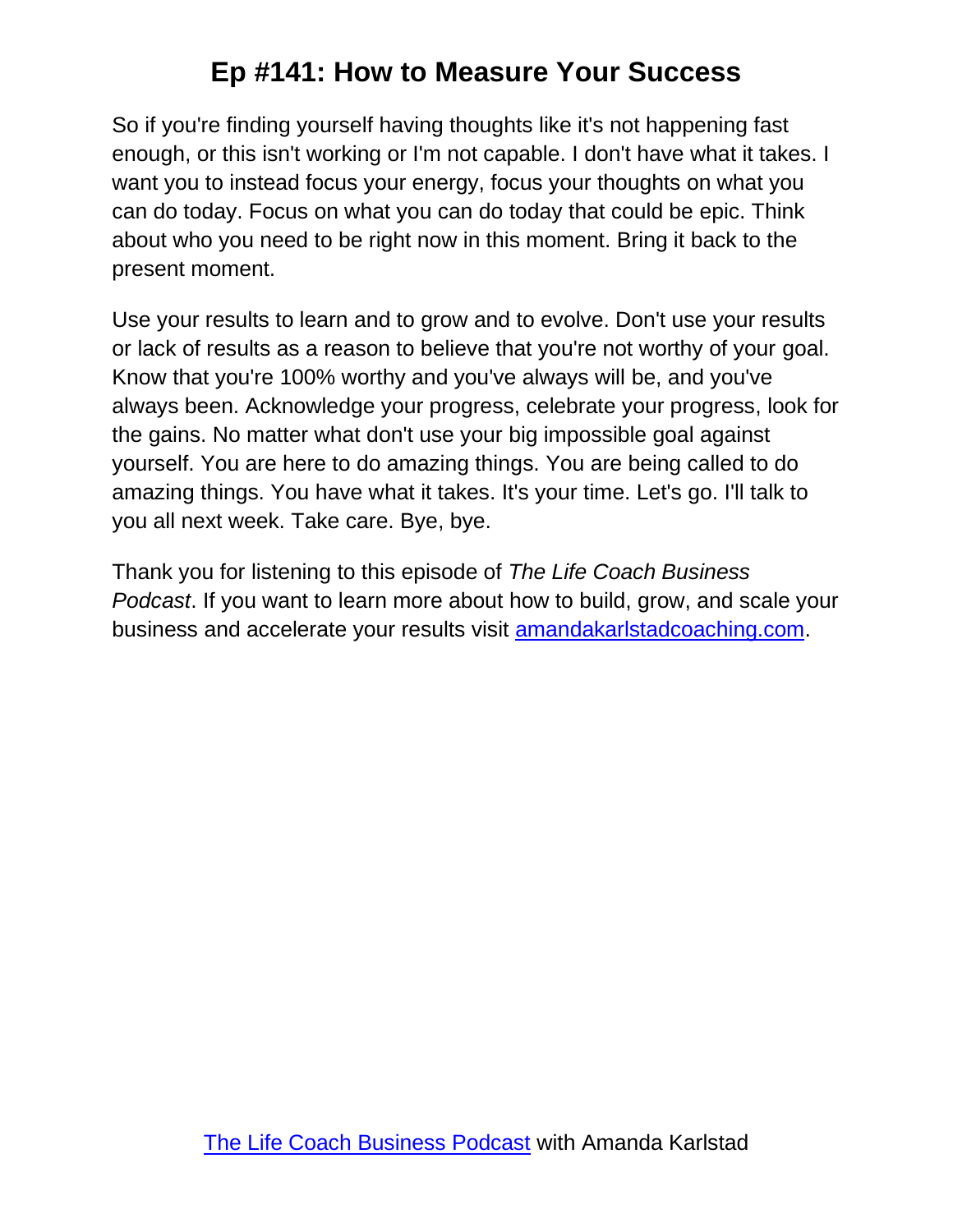So if you're finding yourself having thoughts like it's not happening fast enough, or this isn't working or I'm not capable. I don't have what it takes. I want you to instead focus your energy, focus your thoughts on what you can do today. Focus on what you can do today that could be epic. Think about who you need to be right now in this moment. Bring it back to the present moment.

Use your results to learn and to grow and to evolve. Don't use your results or lack of results as a reason to believe that you're not worthy of your goal. Know that you're 100% worthy and you've always will be, and you've always been. Acknowledge your progress, celebrate your progress, look for the gains. No matter what don't use your big impossible goal against yourself. You are here to do amazing things. You are being called to do amazing things. You have what it takes. It's your time. Let's go. I'll talk to you all next week. Take care. Bye, bye.

Thank you for listening to this episode of *The Life Coach Business Podcast*. If you want to learn more about how to build, grow, and scale your business and accelerate your results visit [amandakarlstadcoaching.com](amandakarlstadcoaching.com).